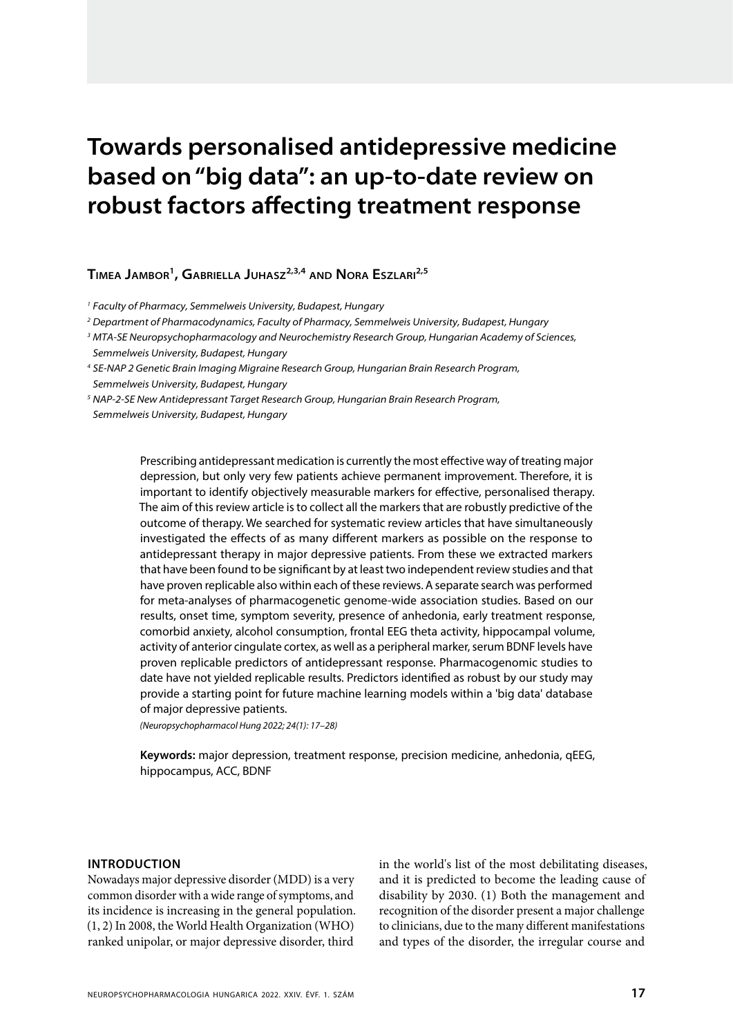# Towards personalised antidepressive medicine based on "big data": an up-to-date review on robust factors affecting treatment response

**Timea Jambor[1], Gabriella Juhasz[2,3,4] and Nora Eszlari[2,5]**

*[1] Faculty of Pharmacy, Semmelweis University, Budapest, Hungary*

*[2] Department of Pharmacodynamics, Faculty of Pharmacy, Semmelweis University, Budapest, Hungary*

*[3] MTA-SE Neuropsychopharmacology and Neurochemistry Research Group, Hungarian Academy of Sciences, Semmelweis University, Budapest, Hungary*

*[4] SE-NAP 2 Genetic Brain Imaging Migraine Research Group, Hungarian Brain Research Program, Semmelweis University, Budapest, Hungary*

*[5] NAP-2-SE New Antidepressant Target Research Group, Hungarian Brain Research Program, Semmelweis University, Budapest, Hungary*

Prescribing antidepressant medication is currently the most effective way of treating major depression, but only very few patients achieve permanent improvement. Therefore, it is important to identify objectively measurable markers for effective, personalised therapy. The aim of this review article is to collect all the markers that are robustly predictive of the outcome of therapy. We searched for systematic review articles that have simultaneously investigated the effects of as many different markers as possible on the response to antidepressant therapy in major depressive patients. From these we extracted markers that have been found to be significant by at least two independent review studies and that have proven replicable also within each of these reviews. A separate search was performed for meta-analyses of pharmacogenetic genome-wide association studies. Based on our results, onset time, symptom severity, presence of anhedonia, early treatment response, comorbid anxiety, alcohol consumption, frontal EEG theta activity, hippocampal volume, activity of anterior cingulate cortex, as well as a peripheral marker, serum BDNF levels have proven replicable predictors of antidepressant response. Pharmacogenomic studies to date have not yielded replicable results. Predictors identified as robust by our study may provide a starting point for future machine learning models within a 'big data' database of major depressive patients.

*(Neuropsychopharmacol Hung 2022; 24(1): 17–28)*

**Keywords:** major depression, treatment response, precision medicine, anhedonia, qEEG, hippocampus, ACC, BDNF

## INTRODUCTION

Nowadays major depressive disorder (MDD) is a very common disorder with a wide range of symptoms, and its incidence is increasing in the general population. (1, 2) In 2008, the World Health Organization (WHO) ranked unipolar, or major depressive disorder, third in the world's list of the most debilitating diseases, and it is predicted to become the leading cause of disability by 2030. (1) Both the management and recognition of the disorder present a major challenge to clinicians, due to the many different manifestations and types of the disorder, the irregular course and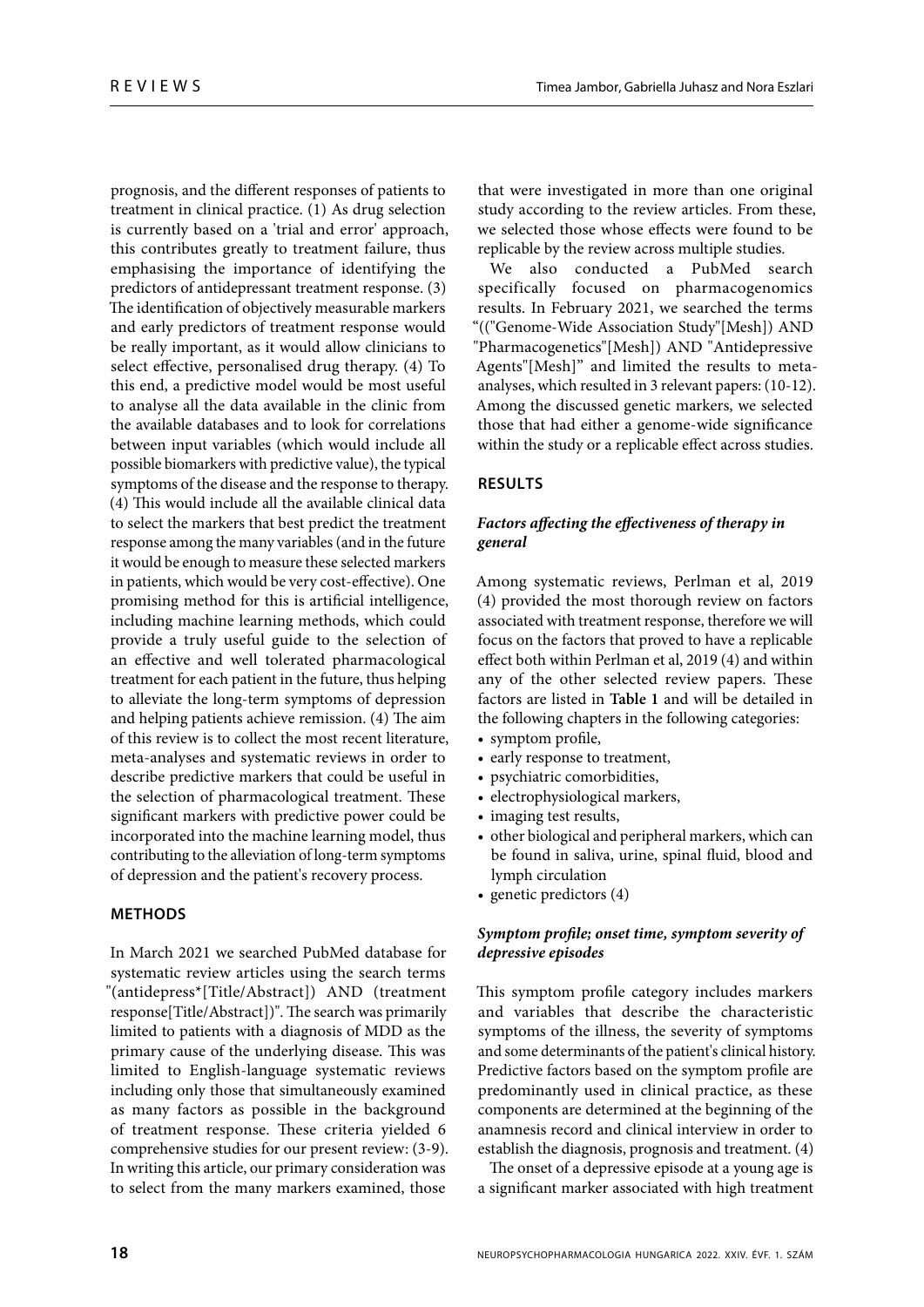prognosis, and the different responses of patients to treatment in clinical practice. (1) As drug selection is currently based on a 'trial and error' approach, this contributes greatly to treatment failure, thus emphasising the importance of identifying the predictors of antidepressant treatment response. (3) The identification of objectively measurable markers and early predictors of treatment response would be really important, as it would allow clinicians to select effective, personalised drug therapy. (4) To this end, a predictive model would be most useful to analyse all the data available in the clinic from the available databases and to look for correlations between input variables (which would include all possible biomarkers with predictive value), the typical symptoms of the disease and the response to therapy. (4) This would include all the available clinical data to select the markers that best predict the treatment response among the many variables (and in the future it would be enough to measure these selected markers in patients, which would be very cost-effective). One promising method for this is artificial intelligence, including machine learning methods, which could provide a truly useful guide to the selection of an effective and well tolerated pharmacological treatment for each patient in the future, thus helping to alleviate the long-term symptoms of depression and helping patients achieve remission. (4) The aim of this review is to collect the most recent literature, meta-analyses and systematic reviews in order to describe predictive markers that could be useful in the selection of pharmacological treatment. These significant markers with predictive power could be incorporated into the machine learning model, thus contributing to the alleviation of long-term symptoms of depression and the patient's recovery process.

## METHODS

In March 2021 we searched PubMed database for systematic review articles using the search terms "(antidepress*[Title/Abstract]) AND (treatment response[Title/Abstract])". The search was primarily limited to patients with a diagnosis of MDD as the primary cause of the underlying disease. This was limited to English-language systematic reviews including only those that simultaneously examined as many factors as possible in the background of treatment response. These criteria yielded 6 comprehensive studies for our present review: (3-9). In writing this article, our primary consideration was to select from the many markers examined, those that were investigated in more than one original study according to the review articles. From these, we selected those whose effects were found to be replicable by the review across multiple studies.

We also conducted a PubMed search specifically focused on pharmacogenomics results. In February 2021, we searched the terms "(("Genome-Wide Association Study"[Mesh]) AND "Pharmacogenetics"[Mesh]) AND "Antidepressive Agents"[Mesh]" and limited the results to meta-analyses, which resulted in 3 relevant papers: (10-12). Among the discussed genetic markers, we selected those that had either a genome-wide significance within the study or a replicable effect across studies.

## RESULTS

### *Factors affecting the effectiveness of therapy in general*

Among systematic reviews, Perlman et al, 2019 (4) provided the most thorough review on factors associated with treatment response, therefore we will focus on the factors that proved to have a replicable effect both within Perlman et al, 2019 (4) and within any of the other selected review papers. These factors are listed in **Table 1** and will be detailed in the following chapters in the following categories:

- symptom profile,
- early response to treatment,
- psychiatric comorbidities,
- electrophysiological markers,
- imaging test results,
- other biological and peripheral markers, which can be found in saliva, urine, spinal fluid, blood and lymph circulation
- genetic predictors (4)

### *Symptom profile; onset time, symptom severity of depressive episodes*

This symptom profile category includes markers and variables that describe the characteristic symptoms of the illness, the severity of symptoms and some determinants of the patient's clinical history. Predictive factors based on the symptom profile are predominantly used in clinical practice, as these components are determined at the beginning of the anamnesis record and clinical interview in order to establish the diagnosis, prognosis and treatment. (4)

The onset of a depressive episode at a young age is a significant marker associated with high treatment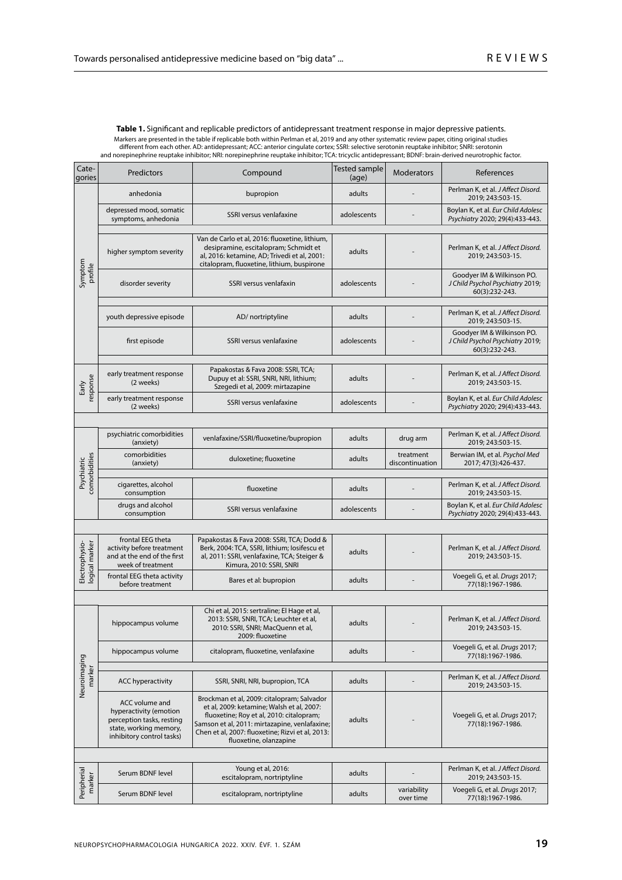**Table 1.** Significant and replicable predictors of antidepressant treatment response in major depressive patients.
Markers are presented in the table if replicable both within Perlman et al, 2019 and any other systematic review paper, citing original studies different from each other. AD: antidepressant; ACC: anterior cingulate cortex; SSRI: selective serotonin reuptake inhibitor; SNRI: serotonin and norepinephrine reuptake inhibitor; NRI: norepinephrine reuptake inhibitor; TCA: tricyclic antidepressant; BDNF: brain-derived neurotrophic factor.

| Categories | Predictors | Compound | Tested sample (age) | Moderators | References |
|---|---|---|---|---|---|
| Symptom profile | anhedonia | bupropion | adults | - | Perlman K, et al. *J Affect Disord.* 2019; 243:503-15. |
| | depressed mood, somatic symptoms, anhedonia | SSRI versus venlafaxine | adolescents | - | Boylan K, et al. *Eur Child Adolesc Psychiatry* 2020; 29(4):433-443. |
| | higher symptom severity | Van de Carlo et al, 2016: fluoxetine, lithium, desipramine, escitalopram; Schmidt et al, 2016: ketamine, AD; Trivedi et al, 2001: citalopram, fluoxetine, lithium, buspirone | adults | - | Perlman K, et al. *J Affect Disord.* 2019; 243:503-15. |
| | disorder severity | SSRI versus venlafaxin | adolescents | - | Goodyer IM & Wilkinson PO. *J Child Psychol Psychiatry* 2019; 60(3):232-243. |
| | youth depressive episode | AD/ nortriptyline | adults | - | Perlman K, et al. *J Affect Disord.* 2019; 243:503-15. |
| | first episode | SSRI versus venlafaxine | adolescents | - | Goodyer IM & Wilkinson PO. *J Child Psychol Psychiatry* 2019; 60(3):232-243. |
| Early response | early treatment response (2 weeks) | Papakostas & Fava 2008: SSRI, TCA; Dupuy et al: SSRI, SNRI, NRI, lithium; Szegedi et al, 2009: mirtazapine | adults | - | Perlman K, et al. *J Affect Disord.* 2019; 243:503-15. |
| | early treatment response (2 weeks) | SSRI versus venlafaxine | adolescents | - | Boylan K, et al. *Eur Child Adolesc Psychiatry* 2020; 29(4):433-443. |
| Psychiatric comorbidities | psychiatric comorbidities (anxiety) | venlafaxine/SSRI/fluoxetine/bupropion | adults | drug arm | Perlman K, et al. *J Affect Disord.* 2019; 243:503-15. |
| | comorbidities (anxiety) | duloxetine; fluoxetine | adults | treatment discontinuation | Berwian IM, et al. *Psychol Med* 2017; 47(3):426-437. |
| | cigarettes, alcohol consumption | fluoxetine | adults | - | Perlman K, et al. *J Affect Disord.* 2019; 243:503-15. |
| | drugs and alcohol consumption | SSRI versus venlafaxine | adolescents | - | Boylan K, et al. *Eur Child Adolesc Psychiatry* 2020; 29(4):433-443. |
| Electrophysiological marker | frontal EEG theta activity before treatment and at the end of the first week of treatment | Papakostas & Fava 2008: SSRI, TCA; Dodd & Berk, 2004: TCA, SSRI, lithium; Iosifescu et al, 2011: SSRI, venlafaxine, TCA; Steiger & Kimura, 2010: SSRI, SNRI | adults | - | Perlman K, et al. *J Affect Disord.* 2019; 243:503-15. |
| | frontal EEG theta activity before treatment | Bares et al: bupropion | adults | - | Voegeli G, et al. *Drugs* 2017; 77(18):1967-1986. |
| Neuroimaging marker | hippocampus volume | Chi et al, 2015: sertraline; El Hage et al, 2013: SSRI, SNRI, TCA; Leuchter et al, 2010: SSRI, SNRI; MacQuenn et al, 2009: fluoxetine | adults | - | Perlman K, et al. *J Affect Disord.* 2019; 243:503-15. |
| | hippocampus volume | citalopram, fluoxetine, venlafaxine | adults | - | Voegeli G, et al. *Drugs* 2017; 77(18):1967-1986. |
| | ACC hyperactivity | SSRI, SNRI, NRI, bupropion, TCA | adults | - | Perlman K, et al. *J Affect Disord.* 2019; 243:503-15. |
| | ACC volume and hyperactivity (emotion perception tasks, resting state, working memory, inhibitory control tasks) | Brockman et al, 2009: citalopram; Salvador et al, 2009: ketamine; Walsh et al, 2007: fluoxetine; Roy et al, 2010: citalopram; Samson et al, 2011: mirtazapine, venlafaxine; Chen et al, 2007: fluoxetine; Rizvi et al, 2013: fluoxetine, olanzapine | adults | - | Voegeli G, et al. *Drugs* 2017; 77(18):1967-1986. |
| Peripherial marker | Serum BDNF level | Young et al, 2016: escitalopram, nortriptyline | adults | - | Perlman K, et al. *J Affect Disord.* 2019; 243:503-15. |
| | Serum BDNF level | escitalopram, nortriptyline | adults | variability over time | Voegeli G, et al. *Drugs* 2017; 77(18):1967-1986. |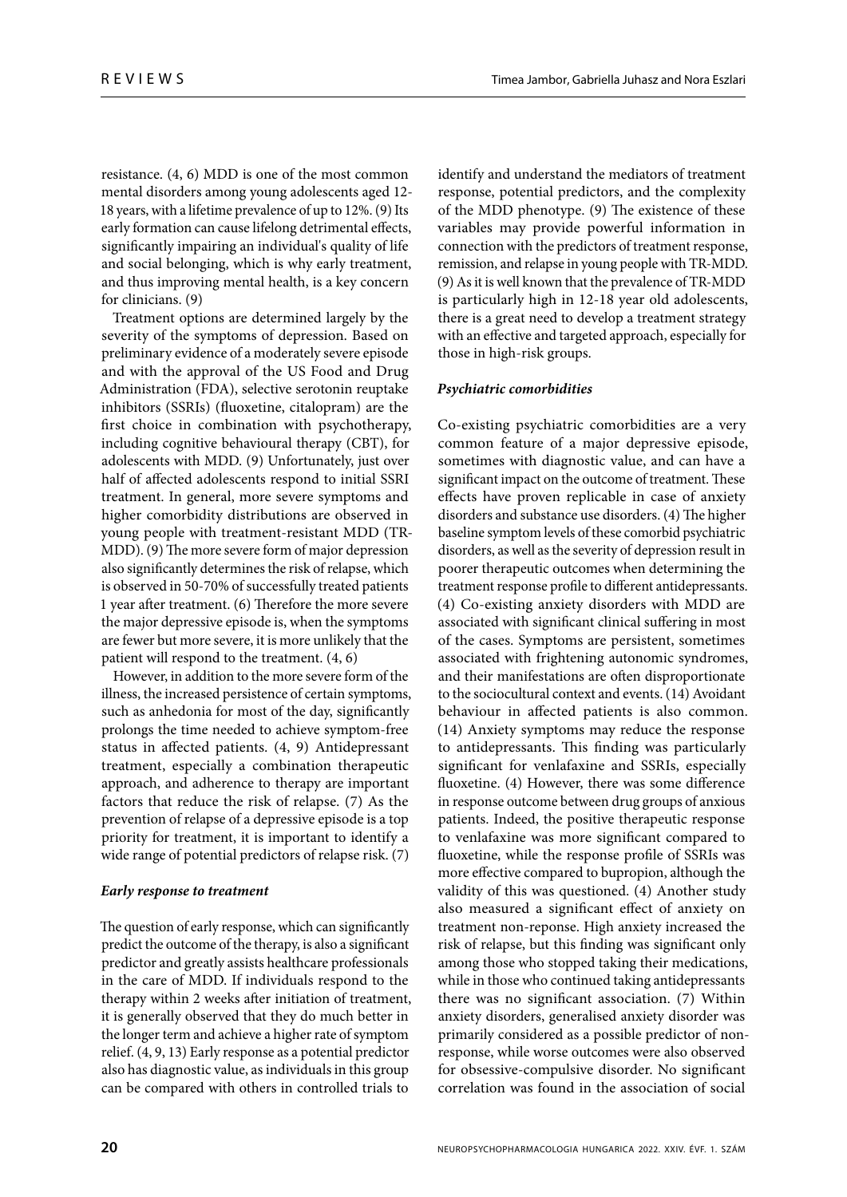resistance. (4, 6) MDD is one of the most common mental disorders among young adolescents aged 12-18 years, with a lifetime prevalence of up to 12%. (9) Its early formation can cause lifelong detrimental effects, significantly impairing an individual's quality of life and social belonging, which is why early treatment, and thus improving mental health, is a key concern for clinicians. (9)

Treatment options are determined largely by the severity of the symptoms of depression. Based on preliminary evidence of a moderately severe episode and with the approval of the US Food and Drug Administration (FDA), selective serotonin reuptake inhibitors (SSRIs) (fluoxetine, citalopram) are the first choice in combination with psychotherapy, including cognitive behavioural therapy (CBT), for adolescents with MDD. (9) Unfortunately, just over half of affected adolescents respond to initial SSRI treatment. In general, more severe symptoms and higher comorbidity distributions are observed in young people with treatment-resistant MDD (TR-MDD). (9) The more severe form of major depression also significantly determines the risk of relapse, which is observed in 50-70% of successfully treated patients 1 year after treatment. (6) Therefore the more severe the major depressive episode is, when the symptoms are fewer but more severe, it is more unlikely that the patient will respond to the treatment. (4, 6)

However, in addition to the more severe form of the illness, the increased persistence of certain symptoms, such as anhedonia for most of the day, significantly prolongs the time needed to achieve symptom-free status in affected patients. (4, 9) Antidepressant treatment, especially a combination therapeutic approach, and adherence to therapy are important factors that reduce the risk of relapse. (7) As the prevention of relapse of a depressive episode is a top priority for treatment, it is important to identify a wide range of potential predictors of relapse risk. (7)

***Early response to treatment***

The question of early response, which can significantly predict the outcome of the therapy, is also a significant predictor and greatly assists healthcare professionals in the care of MDD. If individuals respond to the therapy within 2 weeks after initiation of treatment, it is generally observed that they do much better in the longer term and achieve a higher rate of symptom relief. (4, 9, 13) Early response as a potential predictor also has diagnostic value, as individuals in this group can be compared with others in controlled trials to identify and understand the mediators of treatment response, potential predictors, and the complexity of the MDD phenotype. (9) The existence of these variables may provide powerful information in connection with the predictors of treatment response, remission, and relapse in young people with TR-MDD. (9) As it is well known that the prevalence of TR-MDD is particularly high in 12-18 year old adolescents, there is a great need to develop a treatment strategy with an effective and targeted approach, especially for those in high-risk groups.

***Psychiatric comorbidities***

Co-existing psychiatric comorbidities are a very common feature of a major depressive episode, sometimes with diagnostic value, and can have a significant impact on the outcome of treatment. These effects have proven replicable in case of anxiety disorders and substance use disorders. (4) The higher baseline symptom levels of these comorbid psychiatric disorders, as well as the severity of depression result in poorer therapeutic outcomes when determining the treatment response profile to different antidepressants. (4) Co-existing anxiety disorders with MDD are associated with significant clinical suffering in most of the cases. Symptoms are persistent, sometimes associated with frightening autonomic syndromes, and their manifestations are often disproportionate to the sociocultural context and events. (14) Avoidant behaviour in affected patients is also common. (14) Anxiety symptoms may reduce the response to antidepressants. This finding was particularly significant for venlafaxine and SSRIs, especially fluoxetine. (4) However, there was some difference in response outcome between drug groups of anxious patients. Indeed, the positive therapeutic response to venlafaxine was more significant compared to fluoxetine, while the response profile of SSRIs was more effective compared to bupropion, although the validity of this was questioned. (4) Another study also measured a significant effect of anxiety on treatment non-reponse. High anxiety increased the risk of relapse, but this finding was significant only among those who stopped taking their medications, while in those who continued taking antidepressants there was no significant association. (7) Within anxiety disorders, generalised anxiety disorder was primarily considered as a possible predictor of non-response, while worse outcomes were also observed for obsessive-compulsive disorder. No significant correlation was found in the association of social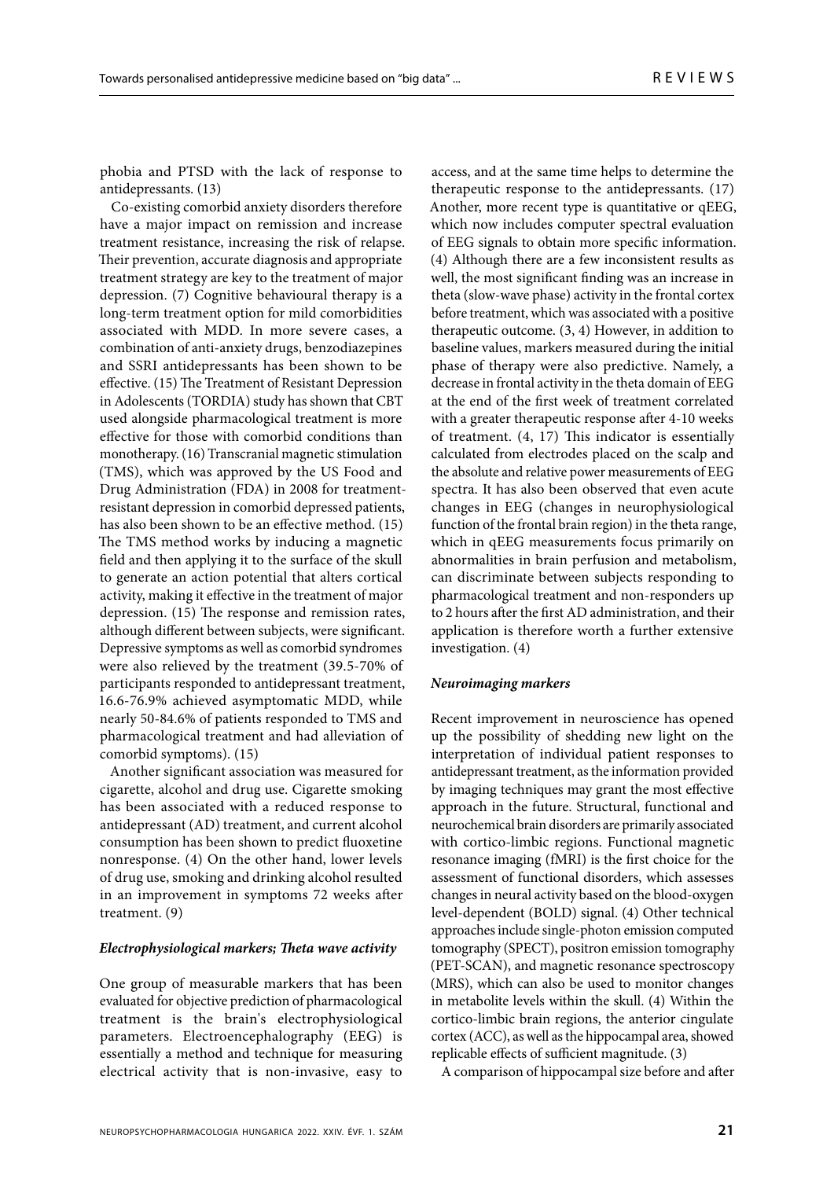phobia and PTSD with the lack of response to antidepressants. (13)

Co-existing comorbid anxiety disorders therefore have a major impact on remission and increase treatment resistance, increasing the risk of relapse. Their prevention, accurate diagnosis and appropriate treatment strategy are key to the treatment of major depression. (7) Cognitive behavioural therapy is a long-term treatment option for mild comorbidities associated with MDD. In more severe cases, a combination of anti-anxiety drugs, benzodiazepines and SSRI antidepressants has been shown to be effective. (15) The Treatment of Resistant Depression in Adolescents (TORDIA) study has shown that CBT used alongside pharmacological treatment is more effective for those with comorbid conditions than monotherapy. (16) Transcranial magnetic stimulation (TMS), which was approved by the US Food and Drug Administration (FDA) in 2008 for treatment-resistant depression in comorbid depressed patients, has also been shown to be an effective method. (15) The TMS method works by inducing a magnetic field and then applying it to the surface of the skull to generate an action potential that alters cortical activity, making it effective in the treatment of major depression. (15) The response and remission rates, although different between subjects, were significant. Depressive symptoms as well as comorbid syndromes were also relieved by the treatment (39.5-70% of participants responded to antidepressant treatment, 16.6-76.9% achieved asymptomatic MDD, while nearly 50-84.6% of patients responded to TMS and pharmacological treatment and had alleviation of comorbid symptoms). (15)

Another significant association was measured for cigarette, alcohol and drug use. Cigarette smoking has been associated with a reduced response to antidepressant (AD) treatment, and current alcohol consumption has been shown to predict fluoxetine nonresponse. (4) On the other hand, lower levels of drug use, smoking and drinking alcohol resulted in an improvement in symptoms 72 weeks after treatment. (9)

### *Electrophysiological markers; Theta wave activity*

One group of measurable markers that has been evaluated for objective prediction of pharmacological treatment is the brain's electrophysiological parameters. Electroencephalography (EEG) is essentially a method and technique for measuring electrical activity that is non-invasive, easy to access, and at the same time helps to determine the therapeutic response to the antidepressants. (17) Another, more recent type is quantitative or qEEG, which now includes computer spectral evaluation of EEG signals to obtain more specific information. (4) Although there are a few inconsistent results as well, the most significant finding was an increase in theta (slow-wave phase) activity in the frontal cortex before treatment, which was associated with a positive therapeutic outcome. (3, 4) However, in addition to baseline values, markers measured during the initial phase of therapy were also predictive. Namely, a decrease in frontal activity in the theta domain of EEG at the end of the first week of treatment correlated with a greater therapeutic response after 4-10 weeks of treatment. (4, 17) This indicator is essentially calculated from electrodes placed on the scalp and the absolute and relative power measurements of EEG spectra. It has also been observed that even acute changes in EEG (changes in neurophysiological function of the frontal brain region) in the theta range, which in qEEG measurements focus primarily on abnormalities in brain perfusion and metabolism, can discriminate between subjects responding to pharmacological treatment and non-responders up to 2 hours after the first AD administration, and their application is therefore worth a further extensive investigation. (4)

### *Neuroimaging markers*

Recent improvement in neuroscience has opened up the possibility of shedding new light on the interpretation of individual patient responses to antidepressant treatment, as the information provided by imaging techniques may grant the most effective approach in the future. Structural, functional and neurochemical brain disorders are primarily associated with cortico-limbic regions. Functional magnetic resonance imaging (fMRI) is the first choice for the assessment of functional disorders, which assesses changes in neural activity based on the blood-oxygen level-dependent (BOLD) signal. (4) Other technical approaches include single-photon emission computed tomography (SPECT), positron emission tomography (PET-SCAN), and magnetic resonance spectroscopy (MRS), which can also be used to monitor changes in metabolite levels within the skull. (4) Within the cortico-limbic brain regions, the anterior cingulate cortex (ACC), as well as the hippocampal area, showed replicable effects of sufficient magnitude. (3)

A comparison of hippocampal size before and after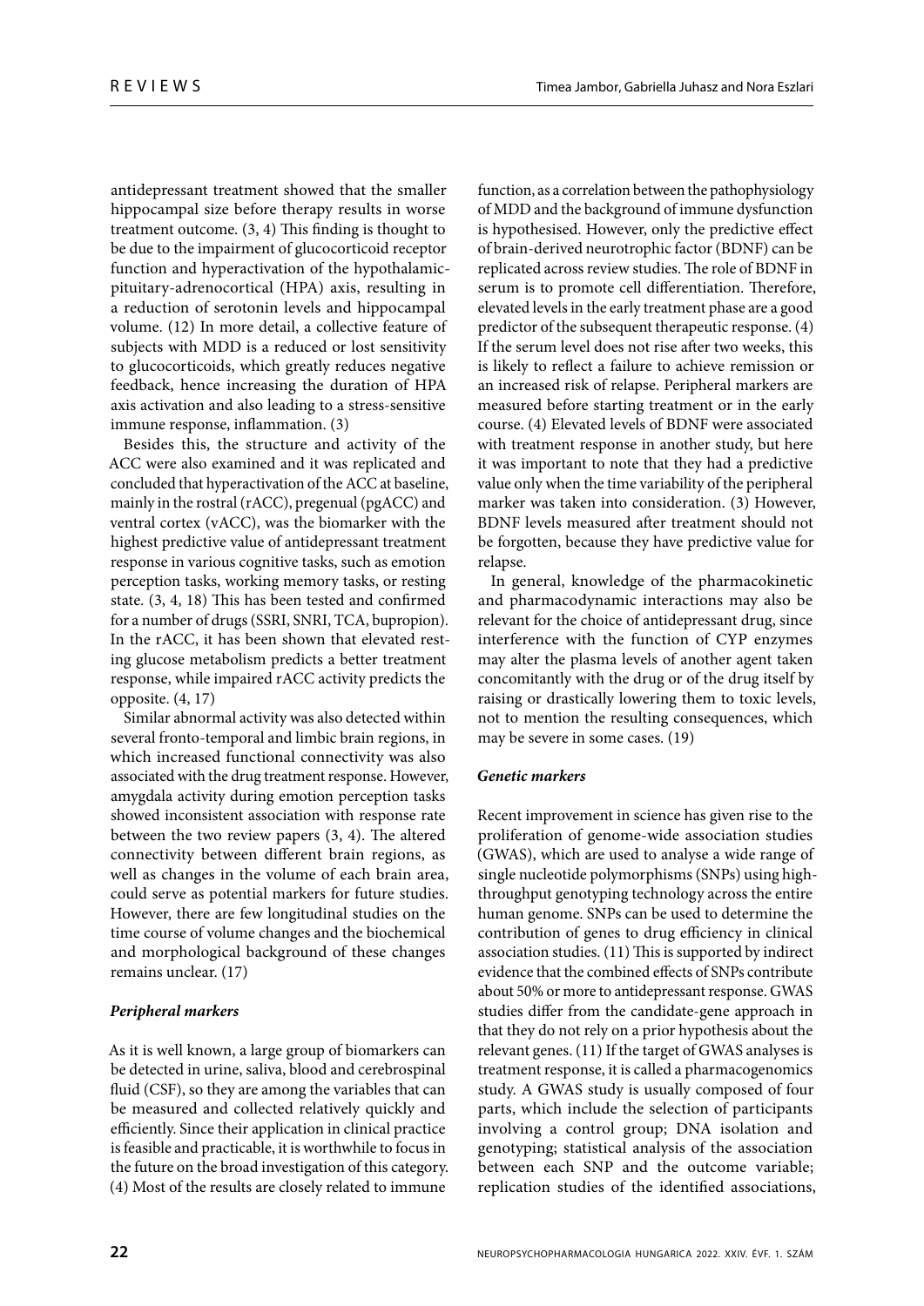antidepressant treatment showed that the smaller hippocampal size before therapy results in worse treatment outcome. (3, 4) This finding is thought to be due to the impairment of glucocorticoid receptor function and hyperactivation of the hypothalamic-pituitary-adrenocortical (HPA) axis, resulting in a reduction of serotonin levels and hippocampal volume. (12) In more detail, a collective feature of subjects with MDD is a reduced or lost sensitivity to glucocorticoids, which greatly reduces negative feedback, hence increasing the duration of HPA axis activation and also leading to a stress-sensitive immune response, inflammation. (3)

Besides this, the structure and activity of the ACC were also examined and it was replicated and concluded that hyperactivation of the ACC at baseline, mainly in the rostral (rACC), pregenual (pgACC) and ventral cortex (vACC), was the biomarker with the highest predictive value of antidepressant treatment response in various cognitive tasks, such as emotion perception tasks, working memory tasks, or resting state. (3, 4, 18) This has been tested and confirmed for a number of drugs (SSRI, SNRI, TCA, bupropion). In the rACC, it has been shown that elevated resting glucose metabolism predicts a better treatment response, while impaired rACC activity predicts the opposite. (4, 17)

Similar abnormal activity was also detected within several fronto-temporal and limbic brain regions, in which increased functional connectivity was also associated with the drug treatment response. However, amygdala activity during emotion perception tasks showed inconsistent association with response rate between the two review papers (3, 4). The altered connectivity between different brain regions, as well as changes in the volume of each brain area, could serve as potential markers for future studies. However, there are few longitudinal studies on the time course of volume changes and the biochemical and morphological background of these changes remains unclear. (17)

***Peripheral markers***

As it is well known, a large group of biomarkers can be detected in urine, saliva, blood and cerebrospinal fluid (CSF), so they are among the variables that can be measured and collected relatively quickly and efficiently. Since their application in clinical practice is feasible and practicable, it is worthwhile to focus in the future on the broad investigation of this category. (4) Most of the results are closely related to immune function, as a correlation between the pathophysiology of MDD and the background of immune dysfunction is hypothesised. However, only the predictive effect of brain-derived neurotrophic factor (BDNF) can be replicated across review studies. The role of BDNF in serum is to promote cell differentiation. Therefore, elevated levels in the early treatment phase are a good predictor of the subsequent therapeutic response. (4) If the serum level does not rise after two weeks, this is likely to reflect a failure to achieve remission or an increased risk of relapse. Peripheral markers are measured before starting treatment or in the early course. (4) Elevated levels of BDNF were associated with treatment response in another study, but here it was important to note that they had a predictive value only when the time variability of the peripheral marker was taken into consideration. (3) However, BDNF levels measured after treatment should not be forgotten, because they have predictive value for relapse.

In general, knowledge of the pharmacokinetic and pharmacodynamic interactions may also be relevant for the choice of antidepressant drug, since interference with the function of CYP enzymes may alter the plasma levels of another agent taken concomitantly with the drug or of the drug itself by raising or drastically lowering them to toxic levels, not to mention the resulting consequences, which may be severe in some cases. (19)

***Genetic markers***

Recent improvement in science has given rise to the proliferation of genome-wide association studies (GWAS), which are used to analyse a wide range of single nucleotide polymorphisms (SNPs) using high-throughput genotyping technology across the entire human genome. SNPs can be used to determine the contribution of genes to drug efficiency in clinical association studies. (11) This is supported by indirect evidence that the combined effects of SNPs contribute about 50% or more to antidepressant response. GWAS studies differ from the candidate-gene approach in that they do not rely on a prior hypothesis about the relevant genes. (11) If the target of GWAS analyses is treatment response, it is called a pharmacogenomics study. A GWAS study is usually composed of four parts, which include the selection of participants involving a control group; DNA isolation and genotyping; statistical analysis of the association between each SNP and the outcome variable; replication studies of the identified associations,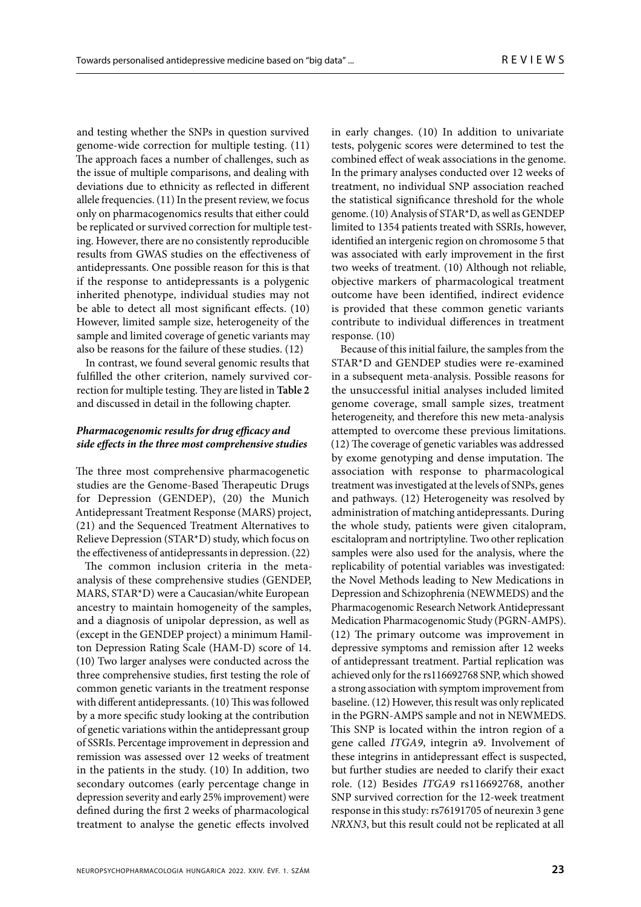and testing whether the SNPs in question survived genome-wide correction for multiple testing. (11) The approach faces a number of challenges, such as the issue of multiple comparisons, and dealing with deviations due to ethnicity as reflected in different allele frequencies. (11) In the present review, we focus only on pharmacogenomics results that either could be replicated or survived correction for multiple testing. However, there are no consistently reproducible results from GWAS studies on the effectiveness of antidepressants. One possible reason for this is that if the response to antidepressants is a polygenic inherited phenotype, individual studies may not be able to detect all most significant effects. (10) However, limited sample size, heterogeneity of the sample and limited coverage of genetic variants may also be reasons for the failure of these studies. (12)

In contrast, we found several genomic results that fulfilled the other criterion, namely survived correction for multiple testing. They are listed in **Table 2** and discussed in detail in the following chapter.

### *Pharmacogenomic results for drug efficacy and side effects in the three most comprehensive studies*

The three most comprehensive pharmacogenetic studies are the Genome-Based Therapeutic Drugs for Depression (GENDEP), (20) the Munich Antidepressant Treatment Response (MARS) project, (21) and the Sequenced Treatment Alternatives to Relieve Depression (STAR*D) study, which focus on the effectiveness of antidepressants in depression. (22)

The common inclusion criteria in the meta-analysis of these comprehensive studies (GENDEP, MARS, STAR*D) were a Caucasian/white European ancestry to maintain homogeneity of the samples, and a diagnosis of unipolar depression, as well as (except in the GENDEP project) a minimum Hamilton Depression Rating Scale (HAM-D) score of 14. (10) Two larger analyses were conducted across the three comprehensive studies, first testing the role of common genetic variants in the treatment response with different antidepressants. (10) This was followed by a more specific study looking at the contribution of genetic variations within the antidepressant group of SSRIs. Percentage improvement in depression and remission was assessed over 12 weeks of treatment in the patients in the study. (10) In addition, two secondary outcomes (early percentage change in depression severity and early 25% improvement) were defined during the first 2 weeks of pharmacological treatment to analyse the genetic effects involved in early changes. (10) In addition to univariate tests, polygenic scores were determined to test the combined effect of weak associations in the genome. In the primary analyses conducted over 12 weeks of treatment, no individual SNP association reached the statistical significance threshold for the whole genome. (10) Analysis of STAR*D, as well as GENDEP limited to 1354 patients treated with SSRIs, however, identified an intergenic region on chromosome 5 that was associated with early improvement in the first two weeks of treatment. (10) Although not reliable, objective markers of pharmacological treatment outcome have been identified, indirect evidence is provided that these common genetic variants contribute to individual differences in treatment response. (10)

Because of this initial failure, the samples from the STAR*D and GENDEP studies were re-examined in a subsequent meta-analysis. Possible reasons for the unsuccessful initial analyses included limited genome coverage, small sample sizes, treatment heterogeneity, and therefore this new meta-analysis attempted to overcome these previous limitations. (12) The coverage of genetic variables was addressed by exome genotyping and dense imputation. The association with response to pharmacological treatment was investigated at the levels of SNPs, genes and pathways. (12) Heterogeneity was resolved by administration of matching antidepressants. During the whole study, patients were given citalopram, escitalopram and nortriptyline. Two other replication samples were also used for the analysis, where the replicability of potential variables was investigated: the Novel Methods leading to New Medications in Depression and Schizophrenia (NEWMEDS) and the Pharmacogenomic Research Network Antidepressant Medication Pharmacogenomic Study (PGRN-AMPS). (12) The primary outcome was improvement in depressive symptoms and remission after 12 weeks of antidepressant treatment. Partial replication was achieved only for the rs116692768 SNP, which showed a strong association with symptom improvement from baseline. (12) However, this result was only replicated in the PGRN-AMPS sample and not in NEWMEDS. This SNP is located within the intron region of a gene called *ITGA9*, integrin a9. Involvement of these integrins in antidepressant effect is suspected, but further studies are needed to clarify their exact role. (12) Besides *ITGA9* rs116692768, another SNP survived correction for the 12-week treatment response in this study: rs76191705 of neurexin 3 gene *NRXN3*, but this result could not be replicated at all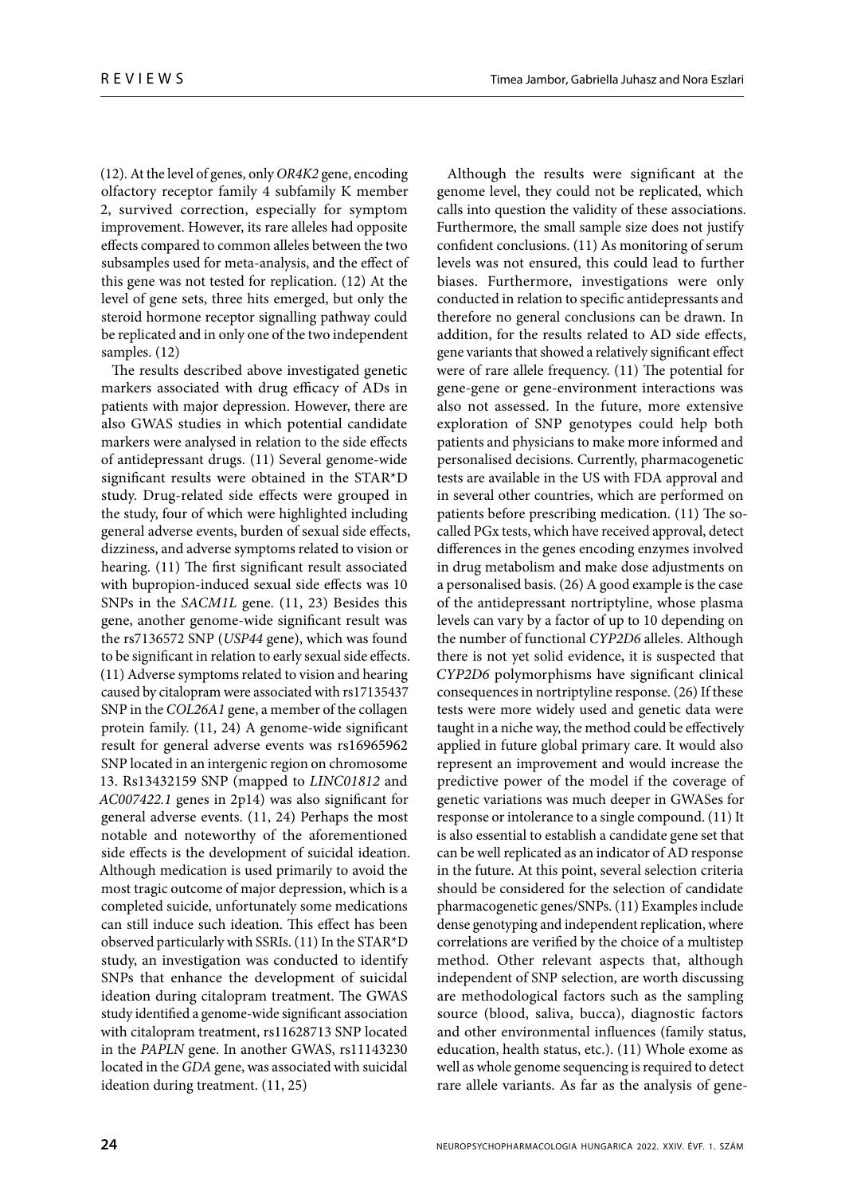(12). At the level of genes, only *OR4K2* gene, encoding olfactory receptor family 4 subfamily K member 2, survived correction, especially for symptom improvement. However, its rare alleles had opposite effects compared to common alleles between the two subsamples used for meta-analysis, and the effect of this gene was not tested for replication. (12) At the level of gene sets, three hits emerged, but only the steroid hormone receptor signalling pathway could be replicated and in only one of the two independent samples. (12)

The results described above investigated genetic markers associated with drug efficacy of ADs in patients with major depression. However, there are also GWAS studies in which potential candidate markers were analysed in relation to the side effects of antidepressant drugs. (11) Several genome-wide significant results were obtained in the STAR*D study. Drug-related side effects were grouped in the study, four of which were highlighted including general adverse events, burden of sexual side effects, dizziness, and adverse symptoms related to vision or hearing. (11) The first significant result associated with bupropion-induced sexual side effects was 10 SNPs in the *SACM1L* gene. (11, 23) Besides this gene, another genome-wide significant result was the rs7136572 SNP (*USP44* gene), which was found to be significant in relation to early sexual side effects. (11) Adverse symptoms related to vision and hearing caused by citalopram were associated with rs17135437 SNP in the *COL26A1* gene, a member of the collagen protein family. (11, 24) A genome-wide significant result for general adverse events was rs16965962 SNP located in an intergenic region on chromosome 13. Rs13432159 SNP (mapped to *LINC01812* and *AC007422.1* genes in 2p14) was also significant for general adverse events. (11, 24) Perhaps the most notable and noteworthy of the aforementioned side effects is the development of suicidal ideation. Although medication is used primarily to avoid the most tragic outcome of major depression, which is a completed suicide, unfortunately some medications can still induce such ideation. This effect has been observed particularly with SSRIs. (11) In the STAR*D study, an investigation was conducted to identify SNPs that enhance the development of suicidal ideation during citalopram treatment. The GWAS study identified a genome-wide significant association with citalopram treatment, rs11628713 SNP located in the *PAPLN* gene. In another GWAS, rs11143230 located in the *GDA* gene, was associated with suicidal ideation during treatment. (11, 25)

Although the results were significant at the genome level, they could not be replicated, which calls into question the validity of these associations. Furthermore, the small sample size does not justify confident conclusions. (11) As monitoring of serum levels was not ensured, this could lead to further biases. Furthermore, investigations were only conducted in relation to specific antidepressants and therefore no general conclusions can be drawn. In addition, for the results related to AD side effects, gene variants that showed a relatively significant effect were of rare allele frequency. (11) The potential for gene-gene or gene-environment interactions was also not assessed. In the future, more extensive exploration of SNP genotypes could help both patients and physicians to make more informed and personalised decisions. Currently, pharmacogenetic tests are available in the US with FDA approval and in several other countries, which are performed on patients before prescribing medication. (11) The so-called PGx tests, which have received approval, detect differences in the genes encoding enzymes involved in drug metabolism and make dose adjustments on a personalised basis. (26) A good example is the case of the antidepressant nortriptyline, whose plasma levels can vary by a factor of up to 10 depending on the number of functional *CYP2D6* alleles. Although there is not yet solid evidence, it is suspected that *CYP2D6* polymorphisms have significant clinical consequences in nortriptyline response. (26) If these tests were more widely used and genetic data were taught in a niche way, the method could be effectively applied in future global primary care. It would also represent an improvement and would increase the predictive power of the model if the coverage of genetic variations was much deeper in GWASes for response or intolerance to a single compound. (11) It is also essential to establish a candidate gene set that can be well replicated as an indicator of AD response in the future. At this point, several selection criteria should be considered for the selection of candidate pharmacogenetic genes/SNPs. (11) Examples include dense genotyping and independent replication, where correlations are verified by the choice of a multistep method. Other relevant aspects that, although independent of SNP selection, are worth discussing are methodological factors such as the sampling source (blood, saliva, bucca), diagnostic factors and other environmental influences (family status, education, health status, etc.). (11) Whole exome as well as whole genome sequencing is required to detect rare allele variants. As far as the analysis of gene-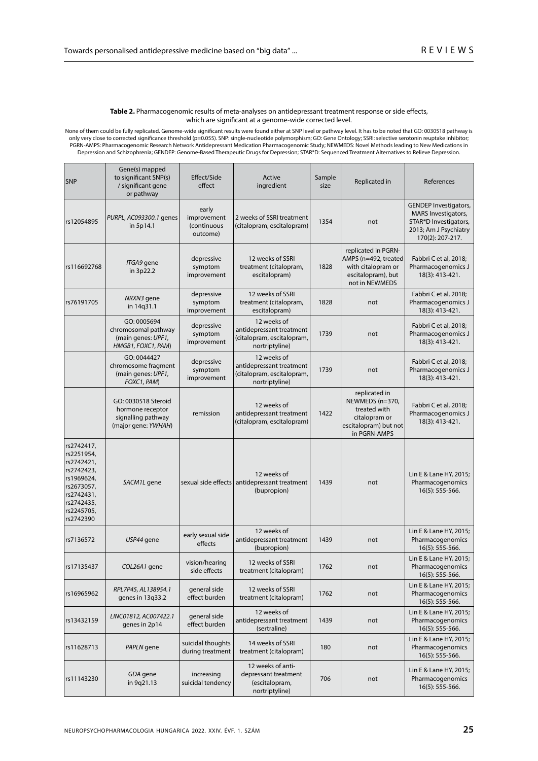**Table 2.** Pharmacogenomic results of meta-analyses on antidepressant treatment response or side effects, which are significant at a genome-wide corrected level.

None of them could be fully replicated. Genome-wide significant results were found either at SNP level or pathway level. It has to be noted that GO: 0030518 pathway is only very close to corrected significance threshold (p=0.055). SNP: single-nucleotide polymorphism; GO: Gene Ontology; SSRI: selective serotonin reuptake inhibitor; PGRN-AMPS: Pharmacogenomic Research Network Antidepressant Medication Pharmacogenomic Study; NEWMEDS: Novel Methods leading to New Medications in Depression and Schizophrenia; GENDEP: Genome-Based Therapeutic Drugs for Depression; STAR*D: Sequenced Treatment Alternatives to Relieve Depression.

| SNP | Gene(s) mapped to significant SNP(s) / significant gene or pathway | Effect/Side effect | Active ingredient | Sample size | Replicated in | References |
|---|---|---|---|---|---|---|
| rs12054895 | *PURPL, AC093300.1* genes in 5p14.1 | early improvement (continuous outcome) | 2 weeks of SSRI treatment (citalopram, escitalopram) | 1354 | not | GENDEP Investigators, MARS Investigators, STAR*D Investigators, 2013; Am J Psychiatry 170(2): 207-217. |
| rs116692768 | *ITGA9* gene in 3p22.2 | depressive symptom improvement | 12 weeks of SSRI treatment (citalopram, escitalopram) | 1828 | replicated in PGRN-AMPS (n=492, treated with citalopram or escitalopram), but not in NEWMEDS | Fabbri C et al, 2018; Pharmacogenomics J 18(3): 413-421. |
| rs76191705 | *NRXN3* gene in 14q31.1 | depressive symptom improvement | 12 weeks of SSRI treatment (citalopram, escitalopram) | 1828 | not | Fabbri C et al, 2018; Pharmacogenomics J 18(3): 413-421. |
| | GO: 0005694 chromosomal pathway (main genes: *UPF1, HMGB1, FOXC1, PAM*) | depressive symptom improvement | 12 weeks of antidepressant treatment (citalopram, escitalopram, nortriptyline) | 1739 | not | Fabbri C et al, 2018; Pharmacogenomics J 18(3): 413-421. |
| | GO: 0044427 chromosome fragment (main genes: *UPF1, FOXC1, PAM*) | depressive symptom improvement | 12 weeks of antidepressant treatment (citalopram, escitalopram, nortriptyline) | 1739 | not | Fabbri C et al, 2018; Pharmacogenomics J 18(3): 413-421. |
| | GO: 0030518 Steroid hormone receptor signalling pathway (major gene: *YWHAH*) | remission | 12 weeks of antidepressant treatment (citalopram, escitalopram) | 1422 | replicated in NEWMEDS (n=370, treated with citalopram or escitalopram) but not in PGRN-AMPS | Fabbri C et al, 2018; Pharmacogenomics J 18(3): 413-421. |
| rs2742417, rs2251954, rs2742421, rs2742423, rs1969624, rs2673057, rs2742431, rs2742435, rs2245705, rs2742390 | *SACM1L* gene | sexual side effects | 12 weeks of antidepressant treatment (bupropion) | 1439 | not | Lin E & Lane HY, 2015; Pharmacogenomics 16(5): 555-566. |
| rs7136572 | *USP44* gene | early sexual side effects | 12 weeks of antidepressant treatment (bupropion) | 1439 | not | Lin E & Lane HY, 2015; Pharmacogenomics 16(5): 555-566. |
| rs17135437 | *COL26A1* gene | vision/hearing side effects | 12 weeks of SSRI treatment (citalopram) | 1762 | not | Lin E & Lane HY, 2015; Pharmacogenomics 16(5): 555-566. |
| rs16965962 | *RPL7P45, AL138954.1* genes in 13q33.2 | general side effect burden | 12 weeks of SSRI treatment (citalopram) | 1762 | not | Lin E & Lane HY, 2015; Pharmacogenomics 16(5): 555-566. |
| rs13432159 | *LINC01812, AC007422.1* genes in 2p14 | general side effect burden | 12 weeks of antidepressant treatment (sertraline) | 1439 | not | Lin E & Lane HY, 2015; Pharmacogenomics 16(5): 555-566. |
| rs11628713 | *PAPLN* gene | suicidal thoughts during treatment | 14 weeks of SSRI treatment (citalopram) | 180 | not | Lin E & Lane HY, 2015; Pharmacogenomics 16(5): 555-566. |
| rs11143230 | *GDA* gene in 9q21.13 | increasing suicidal tendency | 12 weeks of anti-depressant treatment (escitalopram, nortriptyline) | 706 | not | Lin E & Lane HY, 2015; Pharmacogenomics 16(5): 555-566. |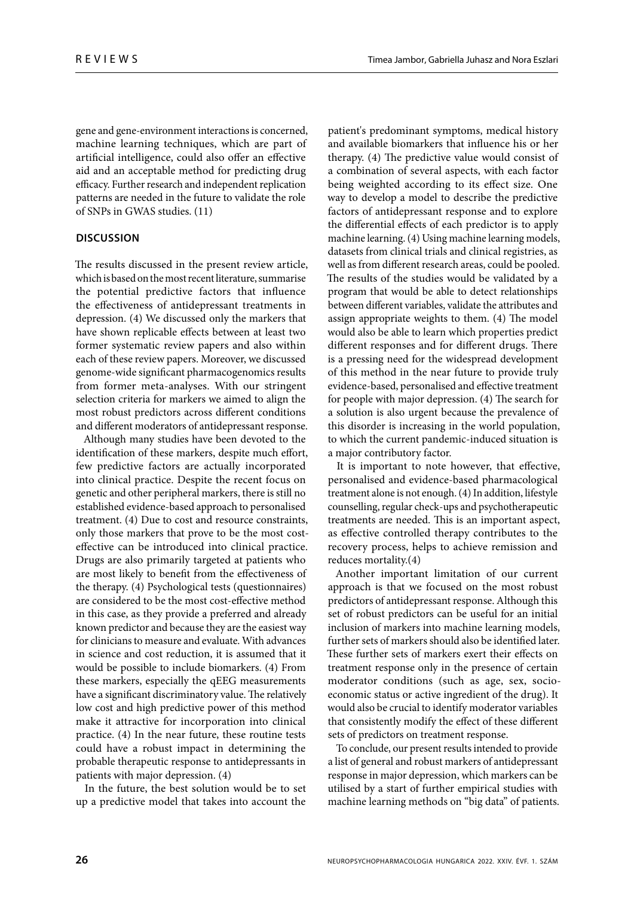gene and gene-environment interactions is concerned, machine learning techniques, which are part of artificial intelligence, could also offer an effective aid and an acceptable method for predicting drug efficacy. Further research and independent replication patterns are needed in the future to validate the role of SNPs in GWAS studies. (11)

## DISCUSSION

The results discussed in the present review article, which is based on the most recent literature, summarise the potential predictive factors that influence the effectiveness of antidepressant treatments in depression. (4) We discussed only the markers that have shown replicable effects between at least two former systematic review papers and also within each of these review papers. Moreover, we discussed genome-wide significant pharmacogenomics results from former meta-analyses. With our stringent selection criteria for markers we aimed to align the most robust predictors across different conditions and different moderators of antidepressant response.

Although many studies have been devoted to the identification of these markers, despite much effort, few predictive factors are actually incorporated into clinical practice. Despite the recent focus on genetic and other peripheral markers, there is still no established evidence-based approach to personalised treatment. (4) Due to cost and resource constraints, only those markers that prove to be the most cost-effective can be introduced into clinical practice. Drugs are also primarily targeted at patients who are most likely to benefit from the effectiveness of the therapy. (4) Psychological tests (questionnaires) are considered to be the most cost-effective method in this case, as they provide a preferred and already known predictor and because they are the easiest way for clinicians to measure and evaluate. With advances in science and cost reduction, it is assumed that it would be possible to include biomarkers. (4) From these markers, especially the qEEG measurements have a significant discriminatory value. The relatively low cost and high predictive power of this method make it attractive for incorporation into clinical practice. (4) In the near future, these routine tests could have a robust impact in determining the probable therapeutic response to antidepressants in patients with major depression. (4)

In the future, the best solution would be to set up a predictive model that takes into account the patient's predominant symptoms, medical history and available biomarkers that influence his or her therapy. (4) The predictive value would consist of a combination of several aspects, with each factor being weighted according to its effect size. One way to develop a model to describe the predictive factors of antidepressant response and to explore the differential effects of each predictor is to apply machine learning. (4) Using machine learning models, datasets from clinical trials and clinical registries, as well as from different research areas, could be pooled. The results of the studies would be validated by a program that would be able to detect relationships between different variables, validate the attributes and assign appropriate weights to them. (4) The model would also be able to learn which properties predict different responses and for different drugs. There is a pressing need for the widespread development of this method in the near future to provide truly evidence-based, personalised and effective treatment for people with major depression. (4) The search for a solution is also urgent because the prevalence of this disorder is increasing in the world population, to which the current pandemic-induced situation is a major contributory factor.

It is important to note however, that effective, personalised and evidence-based pharmacological treatment alone is not enough. (4) In addition, lifestyle counselling, regular check-ups and psychotherapeutic treatments are needed. This is an important aspect, as effective controlled therapy contributes to the recovery process, helps to achieve remission and reduces mortality.(4)

Another important limitation of our current approach is that we focused on the most robust predictors of antidepressant response. Although this set of robust predictors can be useful for an initial inclusion of markers into machine learning models, further sets of markers should also be identified later. These further sets of markers exert their effects on treatment response only in the presence of certain moderator conditions (such as age, sex, socio-economic status or active ingredient of the drug). It would also be crucial to identify moderator variables that consistently modify the effect of these different sets of predictors on treatment response.

To conclude, our present results intended to provide a list of general and robust markers of antidepressant response in major depression, which markers can be utilised by a start of further empirical studies with machine learning methods on "big data" of patients.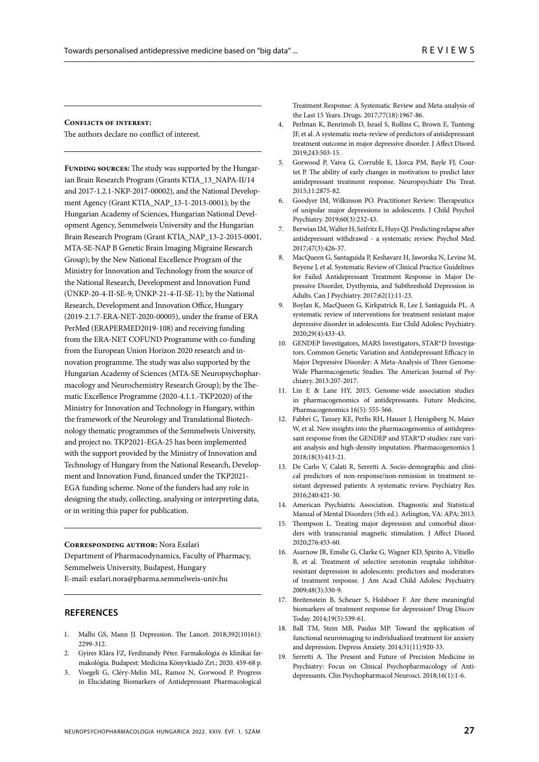**Conflicts of interest:**
The authors declare no conflict of interest.

**Funding sources:** The study was supported by the Hungarian Brain Research Program (Grants KTIA_13_NAPA-II/14 and 2017-1.2.1-NKP-2017-00002), and the National Development Agency (Grant KTIA_NAP_13-1-2013-0001); by the Hungarian Academy of Sciences, Hungarian National Development Agency, Semmelweis University and the Hungarian Brain Research Program (Grant KTIA_NAP_13-2-2015-0001, MTA-SE-NAP B Genetic Brain Imaging Migraine Research Group); by the New National Excellence Program of the Ministry for Innovation and Technology from the source of the National Research, Development and Innovation Fund (ÚNKP-20-4-II-SE-9; ÚNKP-21-4-II-SE-1); by the National Research, Development and Innovation Office, Hungary (2019-2.1.7-ERA-NET-2020-00005), under the frame of ERA PerMed (ERAPERMED2019-108) and receiving funding from the ERA-NET COFUND Programme with co-funding from the European Union Horizon 2020 research and innovation programme. The study was also supported by the Hungarian Academy of Sciences (MTA-SE Neuropsychopharmacology and Neurochemistry Research Group); by the Thematic Excellence Programme (2020-4.1.1.-TKP2020) of the Ministry for Innovation and Technology in Hungary, within the framework of the Neurology and Translational Biotechnology thematic programmes of the Semmelweis University, and project no. TKP2021-EGA-25 has been implemented with the support provided by the Ministry of Innovation and Technology of Hungary from the National Research, Development and Innovation Fund, financed under the TKP2021-EGA funding scheme. None of the funders had any role in designing the study, collecting, analysing or interpreting data, or in writing this paper for publication.

**Corresponding author:** Nora Eszlari
Department of Pharmacodynamics, Faculty of Pharmacy, Semmelweis University, Budapest, Hungary
E-mail: eszlari.nora@pharma.semmelweis-univ.hu

## REFERENCES

1. Malhi GS, Mann JJ. Depression. The Lancet. 2018;392(10161): 2299-312.
2. Gyires Klára FZ, Ferdinandy Péter. Farmakológia és klinikai farmakológia. Budapest: Medicina Könyvkiadó Zrt.; 2020. 459-68 p.
3. Voegeli G, Cléry-Melin ML, Ramoz N, Gorwood P. Progress in Elucidating Biomarkers of Antidepressant Pharmacological Treatment Response: A Systematic Review and Meta-analysis of the Last 15 Years. Drugs. 2017;77(18):1967-86.
4. Perlman K, Benrimoh D, Israel S, Rollins C, Brown E, Tunteng JF, et al. A systematic meta-review of predictors of antidepressant treatment outcome in major depressive disorder. J Affect Disord. 2019;243:503-15.
5. Gorwood P, Vaiva G, Corruble E, Llorca PM, Bayle FJ, Courtet P. The ability of early changes in motivation to predict later antidepressant treatment response. Neuropsychiatr Dis Treat. 2015;11:2875-82.
6. Goodyer IM, Wilkinson PO. Practitioner Review: Therapeutics of unipolar major depressions in adolescents. J Child Psychol Psychiatry. 2019;60(3):232-43.
7. Berwian IM, Walter H, Seifritz E, Huys QJ. Predicting relapse after antidepressant withdrawal - a systematic review. Psychol Med. 2017;47(3):426-37.
8. MacQueen G, Santaguida P, Keshavarz H, Jaworska N, Levine M, Beyene J, et al. Systematic Review of Clinical Practice Guidelines for Failed Antidepressant Treatment Response in Major Depressive Disorder, Dysthymia, and Subthreshold Depression in Adults. Can J Psychiatry. 2017;62(1):11-23.
9. Boylan K, MacQueen G, Kirkpatrick R, Lee J, Santaguida PL. A systematic review of interventions for treatment resistant major depressive disorder in adolescents. Eur Child Adolesc Psychiatry. 2020;29(4):433-43.
10. GENDEP Investigators, MARS Investigators, STAR*D Investigators. Common Genetic Variation and Antidepressant Efficacy in Major Depressive Disorder: A Meta-Analysis of Three Genome-Wide Pharmacogenetic Studies. The American Journal of Psychiatry. 2013:207-2017.
11. Lin E & Lane HY, 2015. Genome-wide association studies in pharmacogenomics of antidepressants. Future Medicine, Pharmacogenomics 16(5): 555-566.
12. Fabbri C, Tansey KE, Perlis RH, Hauser J, Henigsberg N, Maier W, et al. New insights into the pharmacogenomics of antidepressant response from the GENDEP and STAR*D studies: rare variant analysis and high-density imputation. Pharmacogenomics J. 2018;18(3):413-21.
13. De Carlo V, Calati R, Serretti A. Socio-demographic and clinical predictors of non-response/non-remission in treatment resistant depressed patients: A systematic review. Psychiatry Res. 2016;240:421-30.
14. American Psychiatric Association. Diagnostic and Statistical Manual of Mental Disorders (5th ed.). Arlington, VA: APA; 2013.
15. Thompson L. Treating major depression and comorbid disorders with transcranial magnetic stimulation. J Affect Disord. 2020;276:453-60.
16. Asarnow JR, Emslie G, Clarke G, Wagner KD, Spirito A, Vitiello B, et al. Treatment of selective serotonin reuptake inhibitor-resistant depression in adolescents: predictors and moderators of treatment response. J Am Acad Child Adolesc Psychiatry. 2009;48(3):330-9.
17. Breitenstein B, Scheuer S, Holsboer F. Are there meaningful biomarkers of treatment response for depression? Drug Discov Today. 2014;19(5):539-61.
18. Ball TM, Stein MB, Paulus MP. Toward the application of functional neuroimaging to individualized treatment for anxiety and depression. Depress Anxiety. 2014;31(11):920-33.
19. Serretti A. The Present and Future of Precision Medicine in Psychiatry: Focus on Clinical Psychopharmacology of Antidepressants. Clin Psychopharmacol Neurosci. 2018;16(1):1-6.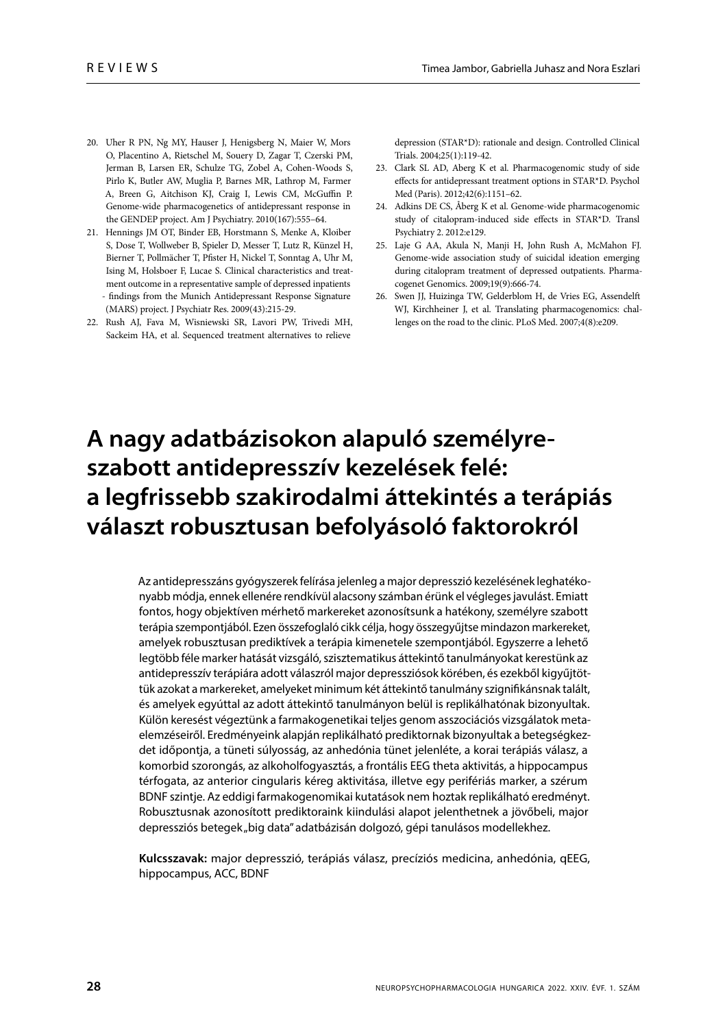20. Uher R PN, Ng MY, Hauser J, Henigsberg N, Maier W, Mors O, Placentino A, Rietschel M, Souery D, Zagar T, Czerski PM, Jerman B, Larsen ER, Schulze TG, Zobel A, Cohen-Woods S, Pirlo K, Butler AW, Muglia P, Barnes MR, Lathrop M, Farmer A, Breen G, Aitchison KJ, Craig I, Lewis CM, McGuffin P. Genome-wide pharmacogenetics of antidepressant response in the GENDEP project. Am J Psychiatry. 2010(167):555–64.
21. Hennings JM OT, Binder EB, Horstmann S, Menke A, Kloiber S, Dose T, Wollweber B, Spieler D, Messer T, Lutz R, Künzel H, Bierner T, Pollmächer T, Pfister H, Nickel T, Sonntag A, Uhr M, Ising M, Holsboer F, Lucae S. Clinical characteristics and treatment outcome in a representative sample of depressed inpatients - findings from the Munich Antidepressant Response Signature (MARS) project. J Psychiatr Res. 2009(43):215-29.
22. Rush AJ, Fava M, Wisniewski SR, Lavori PW, Trivedi MH, Sackeim HA, et al. Sequenced treatment alternatives to relieve depression (STAR*D): rationale and design. Controlled Clinical Trials. 2004;25(1):119-42.
23. Clark SL AD, Aberg K et al. Pharmacogenomic study of side effects for antidepressant treatment options in STAR*D. Psychol Med (Paris). 2012;42(6):1151–62.
24. Adkins DE CS, Åberg K et al. Genome-wide pharmacogenomic study of citalopram-induced side effects in STAR*D. Transl Psychiatry 2. 2012:e129.
25. Laje G AA, Akula N, Manji H, John Rush A, McMahon FJ. Genome-wide association study of suicidal ideation emerging during citalopram treatment of depressed outpatients. Pharmacogenet Genomics. 2009;19(9):666-74.
26. Swen JJ, Huizinga TW, Gelderblom H, de Vries EG, Assendelft WJ, Kirchheiner J, et al. Translating pharmacogenomics: challenges on the road to the clinic. PLoS Med. 2007;4(8):e209.

# A nagy adatbázisokon alapuló személyre-szabott antidepresszív kezelések felé: a legfrissebb szakirodalmi áttekintés a terápiás választ robusztusan befolyásoló faktorokról

Az antidepresszáns gyógyszerek felírása jelenleg a major depresszió kezelésének leghatékonyabb módja, ennek ellenére rendkívül alacsony számban érünk el végleges javulást. Emiatt fontos, hogy objektíven mérhető markereket azonosítsunk a hatékony, személyre szabott terápia szempontjából. Ezen összefoglaló cikk célja, hogy összegyűjtse mindazon markereket, amelyek robusztusan prediktívek a terápia kimenetele szempontjából. Egyszerre a lehető legtöbb féle marker hatását vizsgáló, szisztematikus áttekintő tanulmányokat kerestünk az antidepresszív terápiára adott válaszról major depressziók körében, és ezekből kigyűjtöttük azokat a markereket, amelyeket minimum két áttekintő tanulmány szignifikánsnak talált, és amelyek egyúttal az adott áttekintő tanulmányon belül is replikálhatónak bizonyultak. Külön keresést végeztünk a farmakogenetikai teljes genom asszociációs vizsgálatok metaelemzéseiről. Eredményeink alapján replikálható prediktornak bizonyultak a betegségkezdet időpontja, a tüneti súlyosság, az anhedónia tünet jelenléte, a korai terápiás válasz, a komorbid szorongás, az alkoholfogyasztás, a frontális EEG theta aktivitás, a hippocampus térfogata, az anterior cingularis kéreg aktivitása, illetve egy perifériás marker, a szérum BDNF szintje. Az eddigi farmakogenomikai kutatások nem hoztak replikálható eredményt. Robusztusnak azonosított prediktoraink kiindulási alapot jelenthetnek a jövőbeli, major depressziós betegek „big data" adatbázisán dolgozó, gépi tanulásos modellekhez.

**Kulcsszavak:** major depresszió, terápiás válasz, precíziós medicina, anhedónia, qEEG, hippocampus, ACC, BDNF